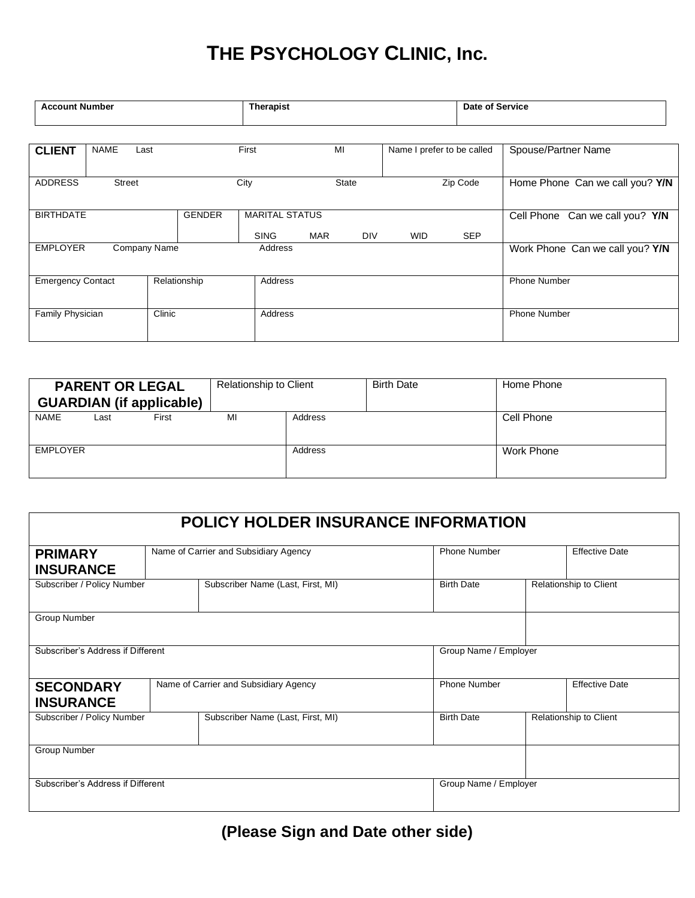# THE PSYCHOLOGY CLINIC, Inc.

| Account Number | Therapist | Date of Service |
|---|---|---|
| | | |

| CLIENT | NAME Last First MI | Name I prefer to be called | Spouse/Partner Name |
|---|---|---|---|
| ADDRESS Street City State Zip Code | | | Home Phone Can we call you? **Y/N** |
| BIRTHDATE | GENDER | MARITAL STATUS SING MAR DIV WID SEP | Cell Phone Can we call you? **Y/N** |
| EMPLOYER Company Name Address | | | Work Phone Can we call you? **Y/N** |
| Emergency Contact | Relationship | Address | Phone Number |
| Family Physician | Clinic | Address | Phone Number |

| PARENT OR LEGAL GUARDIAN (if applicable) | Relationship to Client | Birth Date | Home Phone |
|---|---|---|---|
| NAME Last First MI | Address | | Cell Phone |
| EMPLOYER | Address | | Work Phone |

| POLICY HOLDER INSURANCE INFORMATION | | | | |
|---|---|---|---|---|
| **PRIMARY INSURANCE** | Name of Carrier and Subsidiary Agency | | Phone Number | Effective Date |
| Subscriber / Policy Number | Subscriber Name (Last, First, MI) | | Birth Date | Relationship to Client |
| Group Number | | | | |
| Subscriber's Address if Different | | | Group Name / Employer | |
| **SECONDARY INSURANCE** | Name of Carrier and Subsidiary Agency | | Phone Number | Effective Date |
| Subscriber / Policy Number | Subscriber Name (Last, First, MI) | | Birth Date | Relationship to Client |
| Group Number | | | | |
| Subscriber's Address if Different | | | Group Name / Employer | |

**(Please Sign and Date other side)**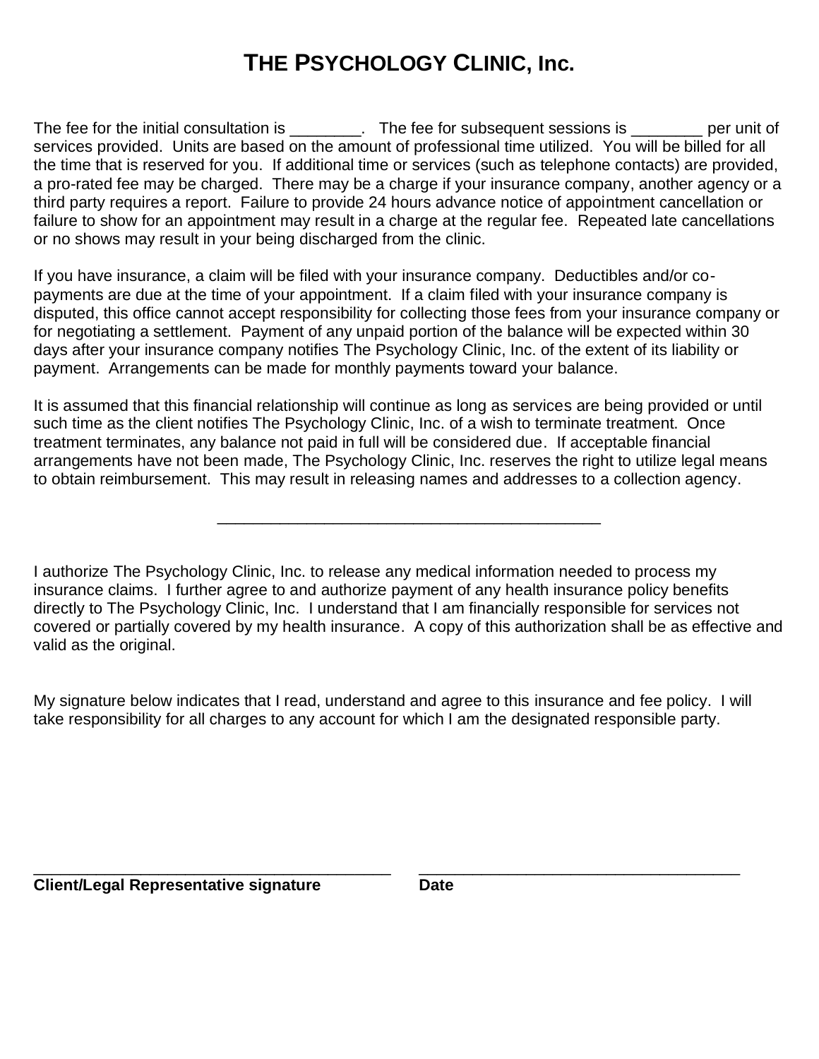# THE PSYCHOLOGY CLINIC, Inc.

The fee for the initial consultation is ________. The fee for subsequent sessions is ________ per unit of services provided. Units are based on the amount of professional time utilized. You will be billed for all the time that is reserved for you. If additional time or services (such as telephone contacts) are provided, a pro-rated fee may be charged. There may be a charge if your insurance company, another agency or a third party requires a report. Failure to provide 24 hours advance notice of appointment cancellation or failure to show for an appointment may result in a charge at the regular fee. Repeated late cancellations or no shows may result in your being discharged from the clinic.

If you have insurance, a claim will be filed with your insurance company. Deductibles and/or co-payments are due at the time of your appointment. If a claim filed with your insurance company is disputed, this office cannot accept responsibility for collecting those fees from your insurance company or for negotiating a settlement. Payment of any unpaid portion of the balance will be expected within 30 days after your insurance company notifies The Psychology Clinic, Inc. of the extent of its liability or payment. Arrangements can be made for monthly payments toward your balance.

It is assumed that this financial relationship will continue as long as services are being provided or until such time as the client notifies The Psychology Clinic, Inc. of a wish to terminate treatment. Once treatment terminates, any balance not paid in full will be considered due. If acceptable financial arrangements have not been made, The Psychology Clinic, Inc. reserves the right to utilize legal means to obtain reimbursement. This may result in releasing names and addresses to a collection agency.

---

I authorize The Psychology Clinic, Inc. to release any medical information needed to process my insurance claims. I further agree to and authorize payment of any health insurance policy benefits directly to The Psychology Clinic, Inc. I understand that I am financially responsible for services not covered or partially covered by my health insurance. A copy of this authorization shall be as effective and valid as the original.

My signature below indicates that I read, understand and agree to this insurance and fee policy. I will take responsibility for all charges to any account for which I am the designated responsible party.

| | |
|---|---|
| ________________________________________ | ____________________________________ |
| **Client/Legal Representative signature** | **Date** |